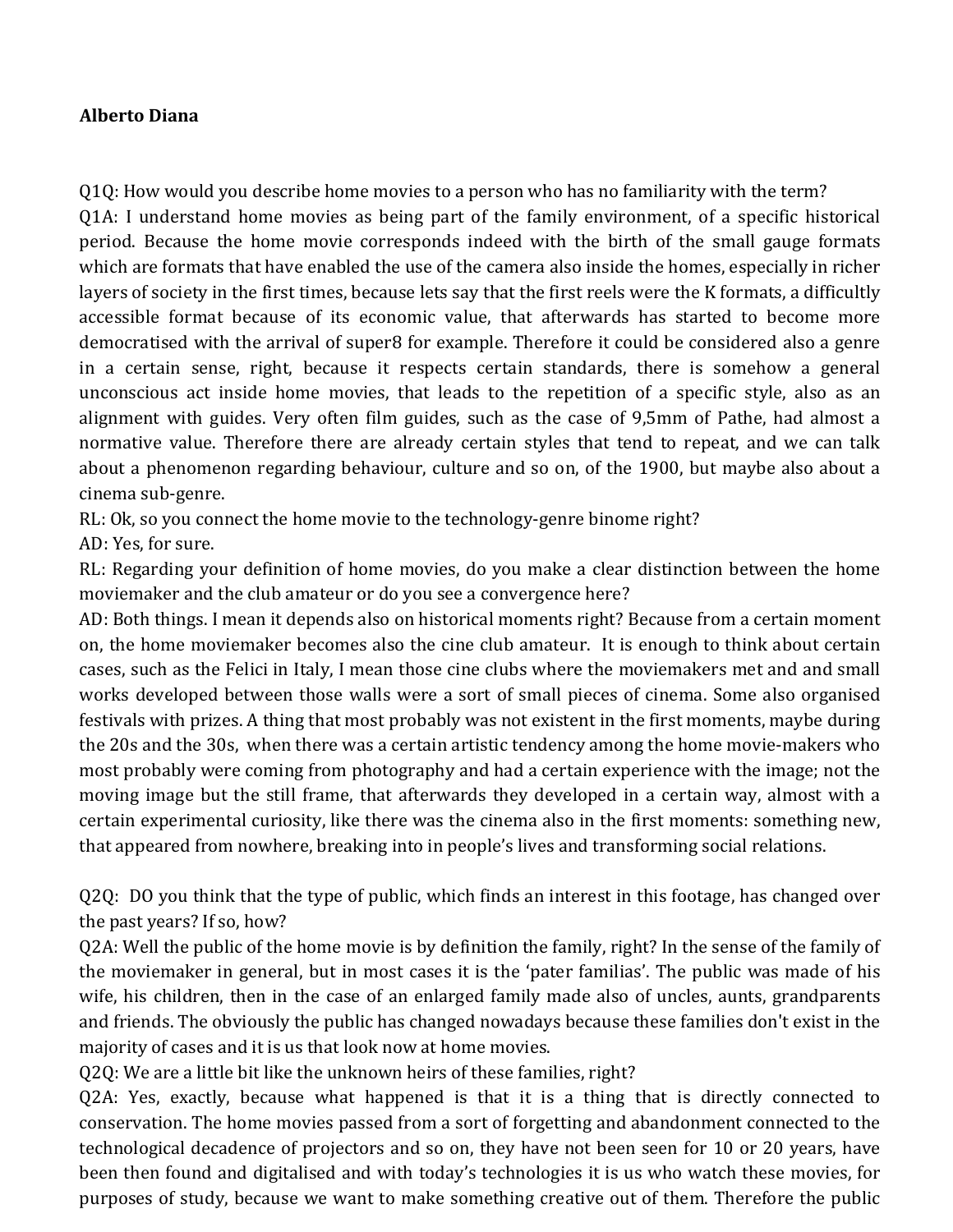**Alberto Diana**

Q1Q: How would you describe home movies to a person who has no familiarity with the term?

Q1A: I understand home movies as being part of the family environment, of a specific historical period. Because the home movie corresponds indeed with the birth of the small gauge formats which are formats that have enabled the use of the camera also inside the homes, especially in richer layers of society in the first times, because lets say that the first reels were the K formats, a difficultly accessible format because of its economic value, that afterwards has started to become more democratised with the arrival of super8 for example. Therefore it could be considered also a genre in a certain sense, right, because it respects certain standards, there is somehow a general unconscious act inside home movies, that leads to the repetition of a specific style, also as an alignment with guides. Very often film guides, such as the case of 9,5mm of Pathe, had almost a normative value. Therefore there are already certain styles that tend to repeat, and we can talk about a phenomenon regarding behaviour, culture and so on, of the 1900, but maybe also about a cinema sub-genre.

RL: Ok, so you connect the home movie to the technology-genre binome right?

AD: Yes, for sure.

RL: Regarding your definition of home movies, do you make a clear distinction between the home moviemaker and the club amateur or do you see a convergence here?

AD: Both things. I mean it depends also on historical moments right? Because from a certain moment on, the home moviemaker becomes also the cine club amateur. It is enough to think about certain cases, such as the Felici in Italy, I mean those cine clubs where the moviemakers met and and small works developed between those walls were a sort of small pieces of cinema. Some also organised festivals with prizes. A thing that most probably was not existent in the first moments, maybe during the 20s and the 30s, when there was a certain artistic tendency among the home movie-makers who most probably were coming from photography and had a certain experience with the image; not the moving image but the still frame, that afterwards they developed in a certain way, almost with a certain experimental curiosity, like there was the cinema also in the first moments: something new, that appeared from nowhere, breaking into in people's lives and transforming social relations.

Q2Q: DO you think that the type of public, which finds an interest in this footage, has changed over the past years? If so, how?

Q2A: Well the public of the home movie is by definition the family, right? In the sense of the family of the moviemaker in general, but in most cases it is the 'pater familias'. The public was made of his wife, his children, then in the case of an enlarged family made also of uncles, aunts, grandparents and friends. The obviously the public has changed nowadays because these families don't exist in the majority of cases and it is us that look now at home movies.

Q2Q: We are a little bit like the unknown heirs of these families, right?

Q2A: Yes, exactly, because what happened is that it is a thing that is directly connected to conservation. The home movies passed from a sort of forgetting and abandonment connected to the technological decadence of projectors and so on, they have not been seen for 10 or 20 years, have been then found and digitalised and with today's technologies it is us who watch these movies, for purposes of study, because we want to make something creative out of them. Therefore the public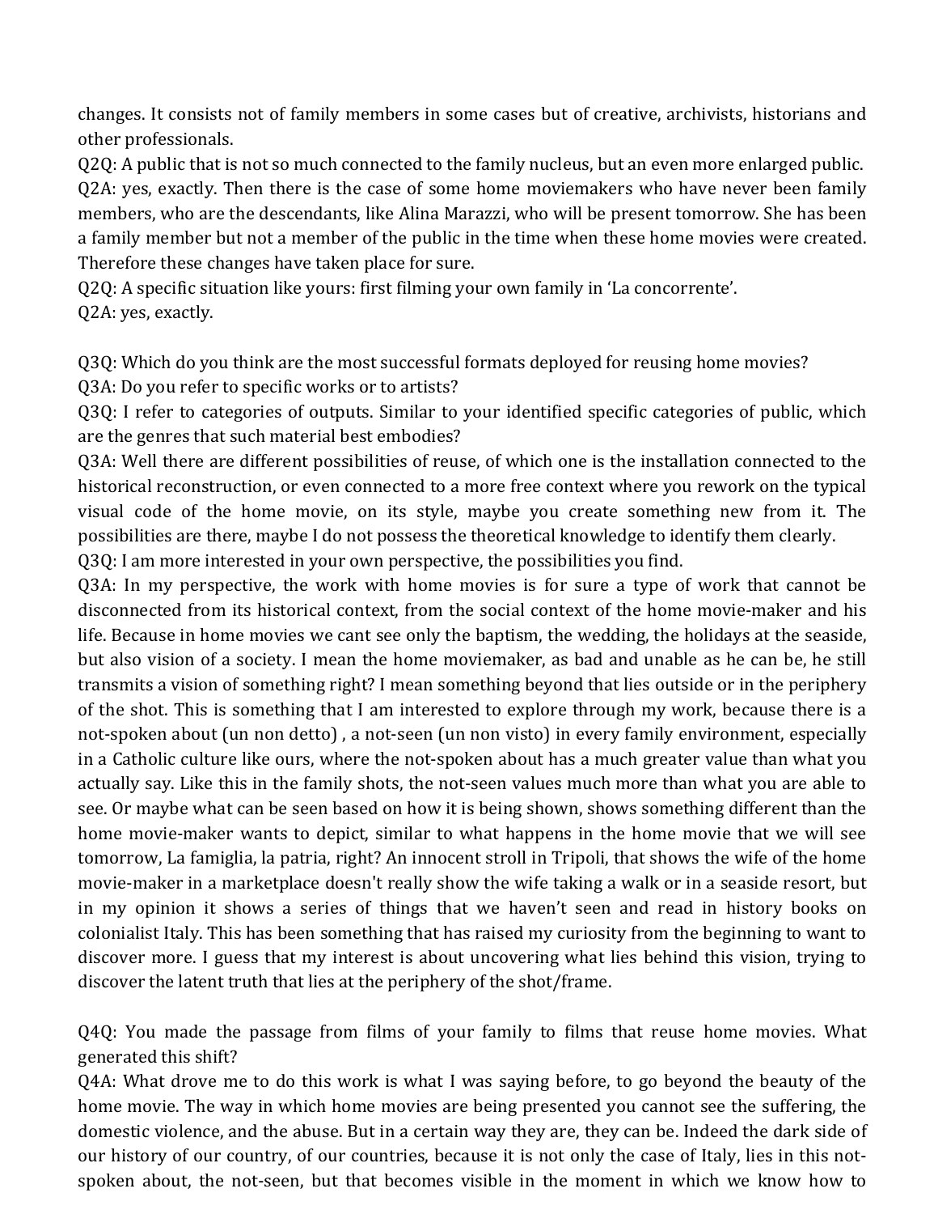changes. It consists not of family members in some cases but of creative, archivists, historians and other professionals.

Q2Q: A public that is not so much connected to the family nucleus, but an even more enlarged public.

Q2A: yes, exactly. Then there is the case of some home moviemakers who have never been family members, who are the descendants, like Alina Marazzi, who will be present tomorrow. She has been a family member but not a member of the public in the time when these home movies were created. Therefore these changes have taken place for sure.

Q2Q: A specific situation like yours: first filming your own family in 'La concorrente'.

Q2A: yes, exactly.

Q3Q: Which do you think are the most successful formats deployed for reusing home movies?

Q3A: Do you refer to specific works or to artists?

Q3Q: I refer to categories of outputs. Similar to your identified specific categories of public, which are the genres that such material best embodies?

Q3A: Well there are different possibilities of reuse, of which one is the installation connected to the historical reconstruction, or even connected to a more free context where you rework on the typical visual code of the home movie, on its style, maybe you create something new from it. The possibilities are there, maybe I do not possess the theoretical knowledge to identify them clearly.

Q3Q: I am more interested in your own perspective, the possibilities you find.

Q3A: In my perspective, the work with home movies is for sure a type of work that cannot be disconnected from its historical context, from the social context of the home movie-maker and his life. Because in home movies we cant see only the baptism, the wedding, the holidays at the seaside, but also vision of a society. I mean the home moviemaker, as bad and unable as he can be, he still transmits a vision of something right? I mean something beyond that lies outside or in the periphery of the shot. This is something that I am interested to explore through my work, because there is a not-spoken about (un non detto) , a not-seen (un non visto) in every family environment, especially in a Catholic culture like ours, where the not-spoken about has a much greater value than what you actually say. Like this in the family shots, the not-seen values much more than what you are able to see. Or maybe what can be seen based on how it is being shown, shows something different than the home movie-maker wants to depict, similar to what happens in the home movie that we will see tomorrow, La famiglia, la patria, right? An innocent stroll in Tripoli, that shows the wife of the home movie-maker in a marketplace doesn't really show the wife taking a walk or in a seaside resort, but in my opinion it shows a series of things that we haven't seen and read in history books on colonialist Italy. This has been something that has raised my curiosity from the beginning to want to discover more. I guess that my interest is about uncovering what lies behind this vision, trying to discover the latent truth that lies at the periphery of the shot/frame.

Q4Q: You made the passage from films of your family to films that reuse home movies. What generated this shift?

Q4A: What drove me to do this work is what I was saying before, to go beyond the beauty of the home movie. The way in which home movies are being presented you cannot see the suffering, the domestic violence, and the abuse. But in a certain way they are, they can be. Indeed the dark side of our history of our country, of our countries, because it is not only the case of Italy, lies in this not-spoken about, the not-seen, but that becomes visible in the moment in which we know how to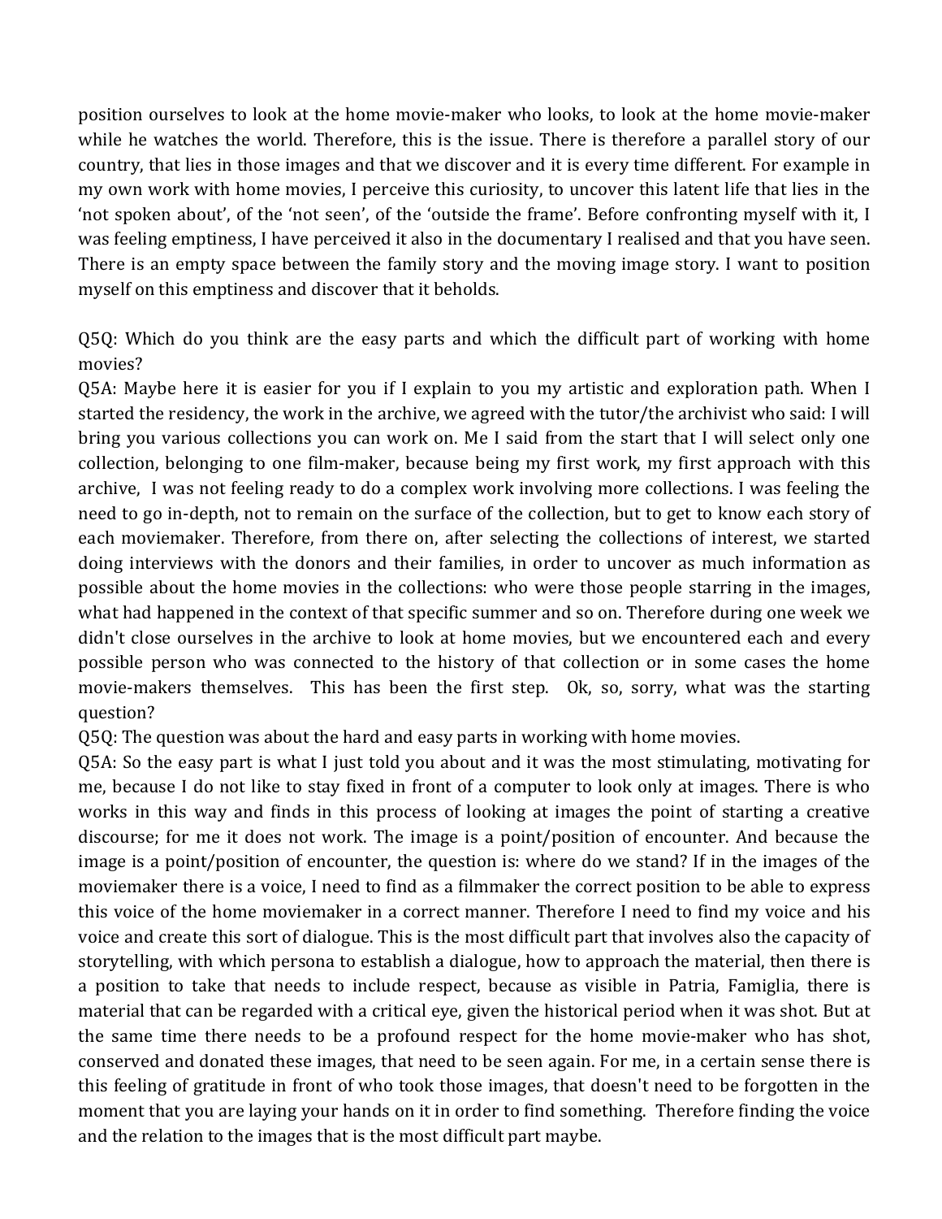position ourselves to look at the home movie-maker who looks, to look at the home movie-maker while he watches the world. Therefore, this is the issue. There is therefore a parallel story of our country, that lies in those images and that we discover and it is every time different. For example in my own work with home movies, I perceive this curiosity, to uncover this latent life that lies in the 'not spoken about', of the 'not seen', of the 'outside the frame'. Before confronting myself with it, I was feeling emptiness, I have perceived it also in the documentary I realised and that you have seen. There is an empty space between the family story and the moving image story. I want to position myself on this emptiness and discover that it beholds.

Q5Q: Which do you think are the easy parts and which the difficult part of working with home movies?

Q5A: Maybe here it is easier for you if I explain to you my artistic and exploration path. When I started the residency, the work in the archive, we agreed with the tutor/the archivist who said: I will bring you various collections you can work on. Me I said from the start that I will select only one collection, belonging to one film-maker, because being my first work, my first approach with this archive, I was not feeling ready to do a complex work involving more collections. I was feeling the need to go in-depth, not to remain on the surface of the collection, but to get to know each story of each moviemaker. Therefore, from there on, after selecting the collections of interest, we started doing interviews with the donors and their families, in order to uncover as much information as possible about the home movies in the collections: who were those people starring in the images, what had happened in the context of that specific summer and so on. Therefore during one week we didn't close ourselves in the archive to look at home movies, but we encountered each and every possible person who was connected to the history of that collection or in some cases the home movie-makers themselves. This has been the first step. Ok, so, sorry, what was the starting question?

Q5Q: The question was about the hard and easy parts in working with home movies.

Q5A: So the easy part is what I just told you about and it was the most stimulating, motivating for me, because I do not like to stay fixed in front of a computer to look only at images. There is who works in this way and finds in this process of looking at images the point of starting a creative discourse; for me it does not work. The image is a point/position of encounter. And because the image is a point/position of encounter, the question is: where do we stand? If in the images of the moviemaker there is a voice, I need to find as a filmmaker the correct position to be able to express this voice of the home moviemaker in a correct manner. Therefore I need to find my voice and his voice and create this sort of dialogue. This is the most difficult part that involves also the capacity of storytelling, with which persona to establish a dialogue, how to approach the material, then there is a position to take that needs to include respect, because as visible in Patria, Famiglia, there is material that can be regarded with a critical eye, given the historical period when it was shot. But at the same time there needs to be a profound respect for the home movie-maker who has shot, conserved and donated these images, that need to be seen again. For me, in a certain sense there is this feeling of gratitude in front of who took those images, that doesn't need to be forgotten in the moment that you are laying your hands on it in order to find something. Therefore finding the voice and the relation to the images that is the most difficult part maybe.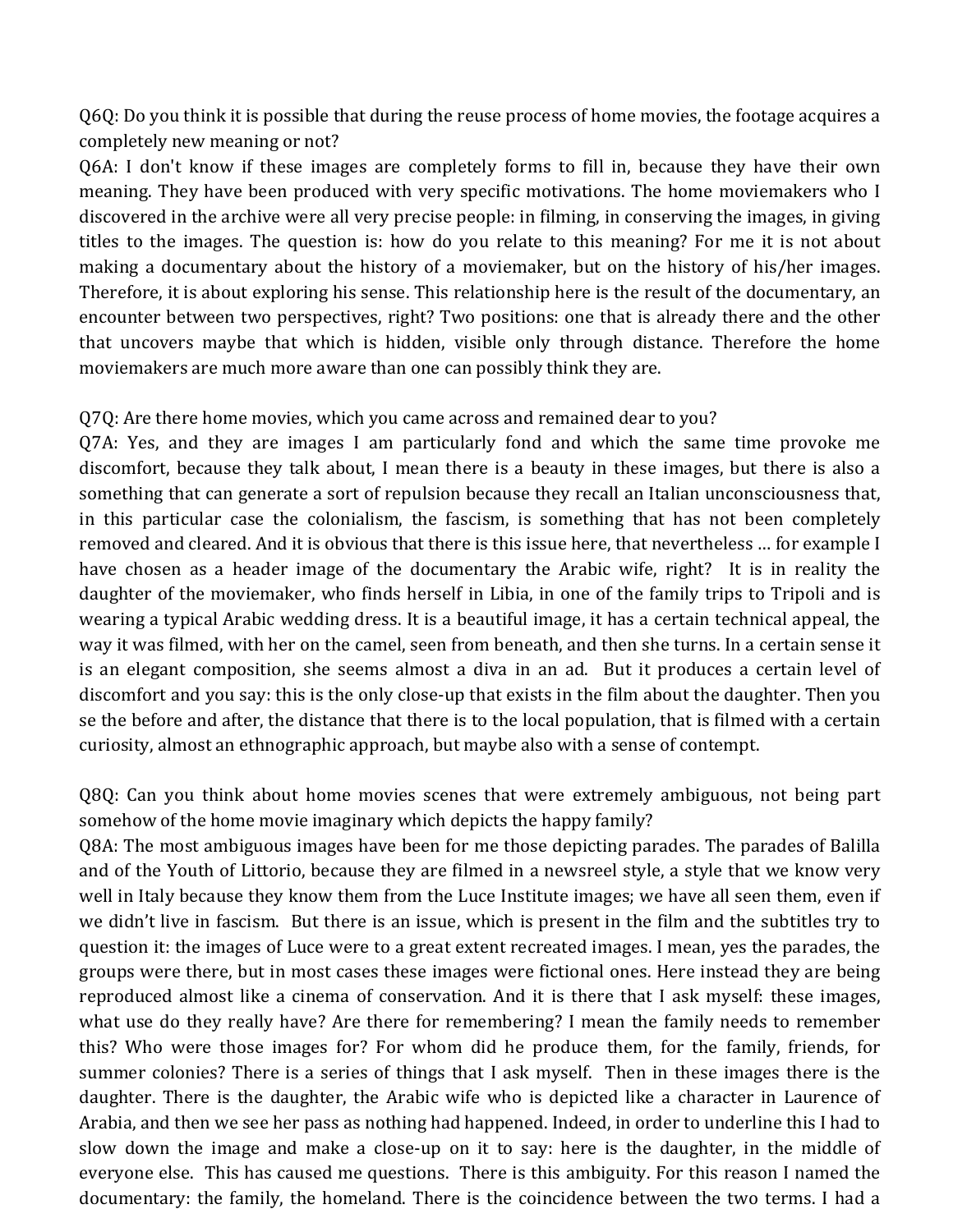Q6Q: Do you think it is possible that during the reuse process of home movies, the footage acquires a completely new meaning or not?

Q6A: I don't know if these images are completely forms to fill in, because they have their own meaning. They have been produced with very specific motivations. The home moviemakers who I discovered in the archive were all very precise people: in filming, in conserving the images, in giving titles to the images. The question is: how do you relate to this meaning? For me it is not about making a documentary about the history of a moviemaker, but on the history of his/her images. Therefore, it is about exploring his sense. This relationship here is the result of the documentary, an encounter between two perspectives, right? Two positions: one that is already there and the other that uncovers maybe that which is hidden, visible only through distance. Therefore the home moviemakers are much more aware than one can possibly think they are.

Q7Q: Are there home movies, which you came across and remained dear to you?

Q7A: Yes, and they are images I am particularly fond and which the same time provoke me discomfort, because they talk about, I mean there is a beauty in these images, but there is also a something that can generate a sort of repulsion because they recall an Italian unconsciousness that, in this particular case the colonialism, the fascism, is something that has not been completely removed and cleared. And it is obvious that there is this issue here, that nevertheless … for example I have chosen as a header image of the documentary the Arabic wife, right? It is in reality the daughter of the moviemaker, who finds herself in Libia, in one of the family trips to Tripoli and is wearing a typical Arabic wedding dress. It is a beautiful image, it has a certain technical appeal, the way it was filmed, with her on the camel, seen from beneath, and then she turns. In a certain sense it is an elegant composition, she seems almost a diva in an ad. But it produces a certain level of discomfort and you say: this is the only close-up that exists in the film about the daughter. Then you se the before and after, the distance that there is to the local population, that is filmed with a certain curiosity, almost an ethnographic approach, but maybe also with a sense of contempt.

Q8Q: Can you think about home movies scenes that were extremely ambiguous, not being part somehow of the home movie imaginary which depicts the happy family?

Q8A: The most ambiguous images have been for me those depicting parades. The parades of Balilla and of the Youth of Littorio, because they are filmed in a newsreel style, a style that we know very well in Italy because they know them from the Luce Institute images; we have all seen them, even if we didn't live in fascism. But there is an issue, which is present in the film and the subtitles try to question it: the images of Luce were to a great extent recreated images. I mean, yes the parades, the groups were there, but in most cases these images were fictional ones. Here instead they are being reproduced almost like a cinema of conservation. And it is there that I ask myself: these images, what use do they really have? Are there for remembering? I mean the family needs to remember this? Who were those images for? For whom did he produce them, for the family, friends, for summer colonies? There is a series of things that I ask myself. Then in these images there is the daughter. There is the daughter, the Arabic wife who is depicted like a character in Laurence of Arabia, and then we see her pass as nothing had happened. Indeed, in order to underline this I had to slow down the image and make a close-up on it to say: here is the daughter, in the middle of everyone else. This has caused me questions. There is this ambiguity. For this reason I named the documentary: the family, the homeland. There is the coincidence between the two terms. I had a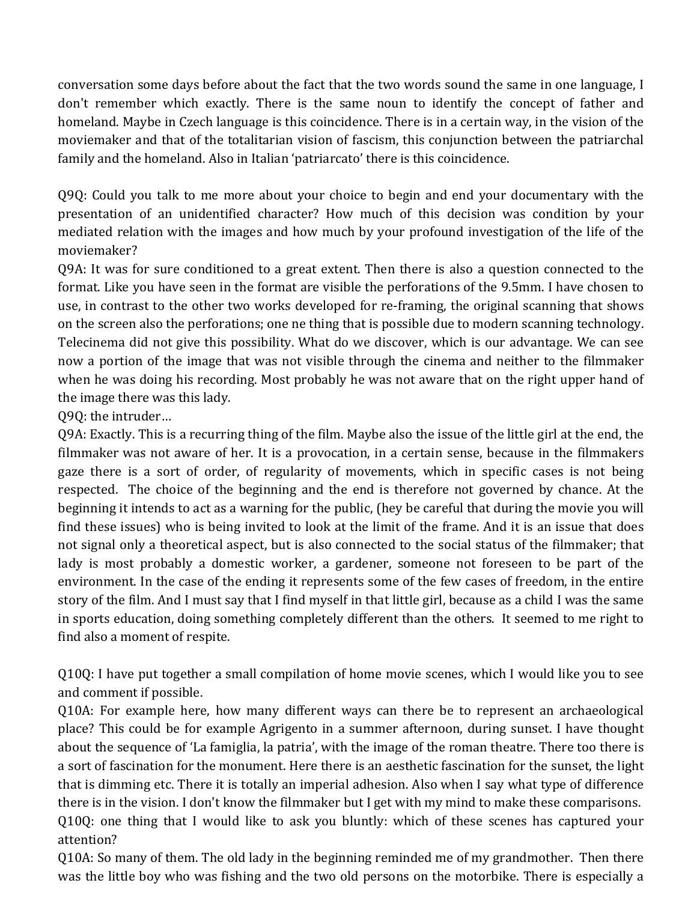conversation some days before about the fact that the two words sound the same in one language, I don't remember which exactly. There is the same noun to identify the concept of father and homeland. Maybe in Czech language is this coincidence. There is in a certain way, in the vision of the moviemaker and that of the totalitarian vision of fascism, this conjunction between the patriarchal family and the homeland. Also in Italian 'patriarcato' there is this coincidence.

Q9Q: Could you talk to me more about your choice to begin and end your documentary with the presentation of an unidentified character? How much of this decision was condition by your mediated relation with the images and how much by your profound investigation of the life of the moviemaker?

Q9A: It was for sure conditioned to a great extent. Then there is also a question connected to the format. Like you have seen in the format are visible the perforations of the 9.5mm. I have chosen to use, in contrast to the other two works developed for re-framing, the original scanning that shows on the screen also the perforations; one ne thing that is possible due to modern scanning technology. Telecinema did not give this possibility. What do we discover, which is our advantage. We can see now a portion of the image that was not visible through the cinema and neither to the filmmaker when he was doing his recording. Most probably he was not aware that on the right upper hand of the image there was this lady.

Q9Q: the intruder…

Q9A: Exactly. This is a recurring thing of the film. Maybe also the issue of the little girl at the end, the filmmaker was not aware of her. It is a provocation, in a certain sense, because in the filmmakers gaze there is a sort of order, of regularity of movements, which in specific cases is not being respected. The choice of the beginning and the end is therefore not governed by chance. At the beginning it intends to act as a warning for the public, (hey be careful that during the movie you will find these issues) who is being invited to look at the limit of the frame. And it is an issue that does not signal only a theoretical aspect, but is also connected to the social status of the filmmaker; that lady is most probably a domestic worker, a gardener, someone not foreseen to be part of the environment. In the case of the ending it represents some of the few cases of freedom, in the entire story of the film. And I must say that I find myself in that little girl, because as a child I was the same in sports education, doing something completely different than the others. It seemed to me right to find also a moment of respite.

Q10Q: I have put together a small compilation of home movie scenes, which I would like you to see and comment if possible.

Q10A: For example here, how many different ways can there be to represent an archaeological place? This could be for example Agrigento in a summer afternoon, during sunset. I have thought about the sequence of 'La famiglia, la patria', with the image of the roman theatre. There too there is a sort of fascination for the monument. Here there is an aesthetic fascination for the sunset, the light that is dimming etc. There it is totally an imperial adhesion. Also when I say what type of difference there is in the vision. I don't know the filmmaker but I get with my mind to make these comparisons.

Q10Q: one thing that I would like to ask you bluntly: which of these scenes has captured your attention?

Q10A: So many of them. The old lady in the beginning reminded me of my grandmother. Then there was the little boy who was fishing and the two old persons on the motorbike. There is especially a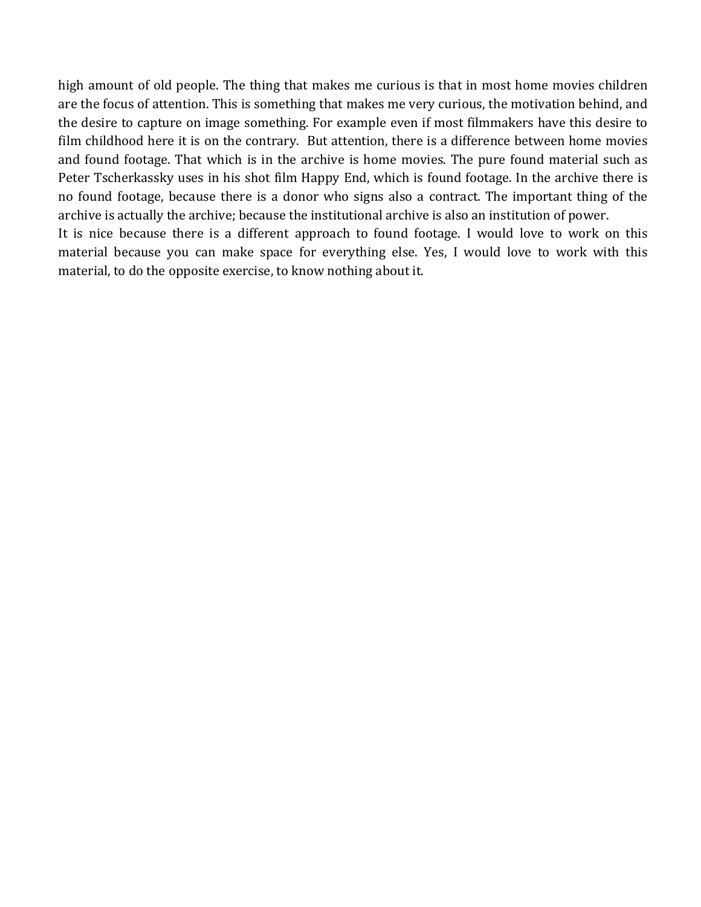high amount of old people. The thing that makes me curious is that in most home movies children are the focus of attention. This is something that makes me very curious, the motivation behind, and the desire to capture on image something. For example even if most filmmakers have this desire to film childhood here it is on the contrary. But attention, there is a difference between home movies and found footage. That which is in the archive is home movies. The pure found material such as Peter Tscherkassky uses in his shot film Happy End, which is found footage. In the archive there is no found footage, because there is a donor who signs also a contract. The important thing of the archive is actually the archive; because the institutional archive is also an institution of power.

It is nice because there is a different approach to found footage. I would love to work on this material because you can make space for everything else. Yes, I would love to work with this material, to do the opposite exercise, to know nothing about it.